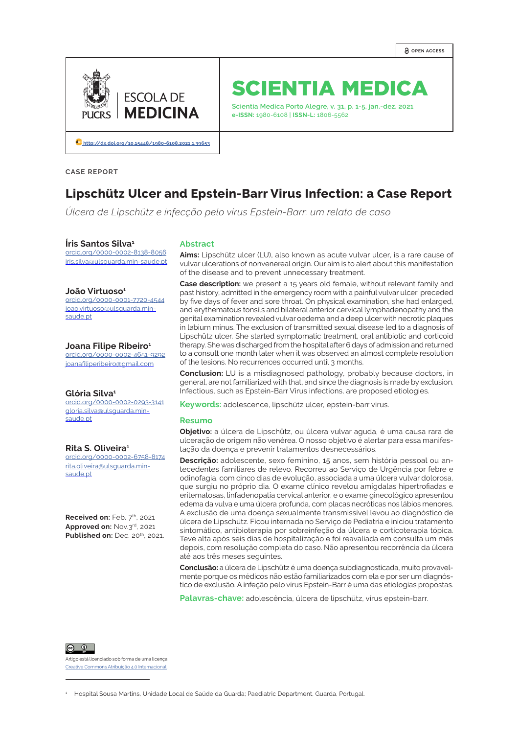OPEN ACCESS

ESCOLA DE MEDICINA PUCRS

# SCIENTIA MEDICA

Scientia Medica Porto Alegre, v. 31, p. 1-5, jan.-dez. 2021
**e-ISSN:** 1980-6108 | **ISSN-L:** 1806-5562

http://dx.doi.org/10.15448/1980-6108.2021.1.39653

CASE REPORT

# Lipschütz Ulcer and Epstein-Barr Virus Infection: a Case Report

*Úlcera de Lipschütz e infecção pelo vírus Epstein-Barr: um relato de caso*

**Íris Santos Silva**[1]
orcid.org/0000-0002-8138-8056
iris.silva@ulsguarda.min-saude.pt

**João Virtuoso**[1]
orcid.org/0000-0001-7720-4544
joao.virtuoso@ulsguarda.min-saude.pt

**Joana Filipe Ribeiro**[1]
orcid.org/0000-0002-4651-9292
joanafiliperibeiro@gmail.com

**Glória Silva**[1]
orcid.org/0000-0002-0293-3141
gloria.silva@ulsguarda.min-saude.pt

**Rita S. Oliveira**[1]
orcid.org/0000-0002-6758-8174
rita.oliveira@ulsguarda.min-saude.pt

**Received on:** Feb. 7th, 2021
**Approved on:** Nov.3rd, 2021
**Published on:** Dec. 20th, 2021.

## Abstract

**Aims:** Lipschütz ulcer (LU), also known as acute vulvar ulcer, is a rare cause of vulvar ulcerations of nonvenereal origin. Our aim is to alert about this manifestation of the disease and to prevent unnecessary treatment.

**Case description:** we present a 15 years old female, without relevant family and past history, admitted in the emergency room with a painful vulvar ulcer, preceded by five days of fever and sore throat. On physical examination, she had enlarged, and erythematous tonsils and bilateral anterior cervical lymphadenopathy and the genital examination revealed vulvar oedema and a deep ulcer with necrotic plaques in labium minus. The exclusion of transmitted sexual disease led to a diagnosis of Lipschütz ulcer. She started symptomatic treatment, oral antibiotic and corticoid therapy. She was discharged from the hospital after 6 days of admission and returned to a consult one month later when it was observed an almost complete resolution of the lesions. No recurrences occurred until 3 months.

**Conclusion:** LU is a misdiagnosed pathology, probably because doctors, in general, are not familiarized with that, and since the diagnosis is made by exclusion. Infectious, such as Epstein-Barr Virus infections, are proposed etiologies.

**Keywords:** adolescence, lipschütz ulcer, epstein-barr virus.

## Resumo

**Objetivo:** a úlcera de Lipschütz, ou úlcera vulvar aguda, é uma causa rara de ulceração de origem não venérea. O nosso objetivo é alertar para essa manifestação da doença e prevenir tratamentos desnecessários.

**Descrição:** adolescente, sexo feminino, 15 anos, sem história pessoal ou antecedentes familiares de relevo. Recorreu ao Serviço de Urgência por febre e odinofagia, com cinco dias de evolução, associada a uma úlcera vulvar dolorosa, que surgiu no próprio dia. O exame clínico revelou amígdalas hipertrofiadas e eritematosas, linfadenopatia cervical anterior, e o exame ginecológico apresentou edema da vulva e uma úlcera profunda, com placas necróticas nos lábios menores. A exclusão de uma doença sexualmente transmissível levou ao diagnóstico de úlcera de Lipschütz. Ficou internada no Serviço de Pediatria e iniciou tratamento sintomático, antibioterapia por sobreinfeção da úlcera e corticoterapia tópica. Teve alta após seis dias de hospitalização e foi reavaliada em consulta um mês depois, com resolução completa do caso. Não apresentou recorrência da úlcera até aos três meses seguintes.

**Conclusão:** a úlcera de Lipschütz é uma doença subdiagnosticada, muito provavelmente porque os médicos não estão familiarizados com ela e por ser um diagnóstico de exclusão. A infeção pelo vírus Epstein-Barr é uma das etiologias propostas.

**Palavras-chave:** adolescência, úlcera de lipschütz, vírus epstein-barr.

Artigo está licenciado sob forma de uma licença Creative Commons Atribuição 4.0 Internacional.

[1] Hospital Sousa Martins, Unidade Local de Saúde da Guarda; Paediatric Department, Guarda, Portugal.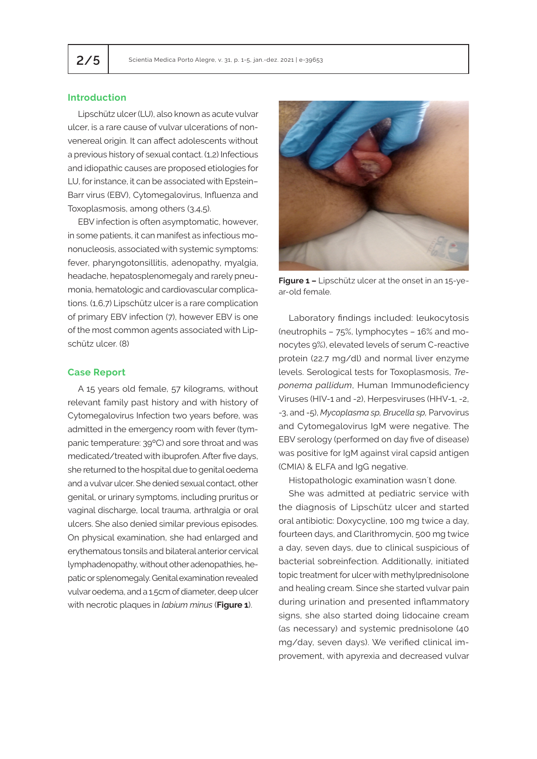## Introduction

Lipschütz ulcer (LU), also known as acute vulvar ulcer, is a rare cause of vulvar ulcerations of non-venereal origin. It can affect adolescents without a previous history of sexual contact. (1,2) Infectious and idiopathic causes are proposed etiologies for LU, for instance, it can be associated with Epstein–Barr virus (EBV), Cytomegalovirus, Influenza and Toxoplasmosis, among others (3,4,5).

EBV infection is often asymptomatic, however, in some patients, it can manifest as infectious mononucleosis, associated with systemic symptoms: fever, pharyngotonsillitis, adenopathy, myalgia, headache, hepatosplenomegaly and rarely pneumonia, hematologic and cardiovascular complications. (1,6,7) Lipschütz ulcer is a rare complication of primary EBV infection (7), however EBV is one of the most common agents associated with Lipschütz ulcer. (8)

## Case Report

A 15 years old female, 57 kilograms, without relevant family past history and with history of Cytomegalovirus Infection two years before, was admitted in the emergency room with fever (tympanic temperature: 39°C) and sore throat and was medicated/treated with ibuprofen. After five days, she returned to the hospital due to genital oedema and a vulvar ulcer. She denied sexual contact, other genital, or urinary symptoms, including pruritus or vaginal discharge, local trauma, arthralgia or oral ulcers. She also denied similar previous episodes. On physical examination, she had enlarged and erythematous tonsils and bilateral anterior cervical lymphadenopathy, without other adenopathies, hepatic or splenomegaly. Genital examination revealed vulvar oedema, and a 1.5cm of diameter, deep ulcer with necrotic plaques in *labium minus* (**Figure 1**).

**Figure 1 –** Lipschütz ulcer at the onset in an 15-year-old female.

Laboratory findings included: leukocytosis (neutrophils – 75%, lymphocytes – 16% and monocytes 9%), elevated levels of serum C-reactive protein (22.7 mg/dl) and normal liver enzyme levels. Serological tests for Toxoplasmosis, *Treponema pallidum*, Human Immunodeficiency Viruses (HIV-1 and -2), Herpesviruses (HHV-1, -2, -3, and -5), *Mycoplasma sp, Brucella sp,* Parvovirus and Cytomegalovirus IgM were negative. The EBV serology (performed on day five of disease) was positive for IgM against viral capsid antigen (CMIA) & ELFA and IgG negative.

Histopathologic examination wasn´t done.

She was admitted at pediatric service with the diagnosis of Lipschütz ulcer and started oral antibiotic: Doxycycline, 100 mg twice a day, fourteen days, and Clarithromycin, 500 mg twice a day, seven days, due to clinical suspicious of bacterial sobreinfection. Additionally, initiated topic treatment for ulcer with methylprednisolone and healing cream. Since she started vulvar pain during urination and presented inflammatory signs, she also started doing lidocaine cream (as necessary) and systemic prednisolone (40 mg/day, seven days). We verified clinical improvement, with apyrexia and decreased vulvar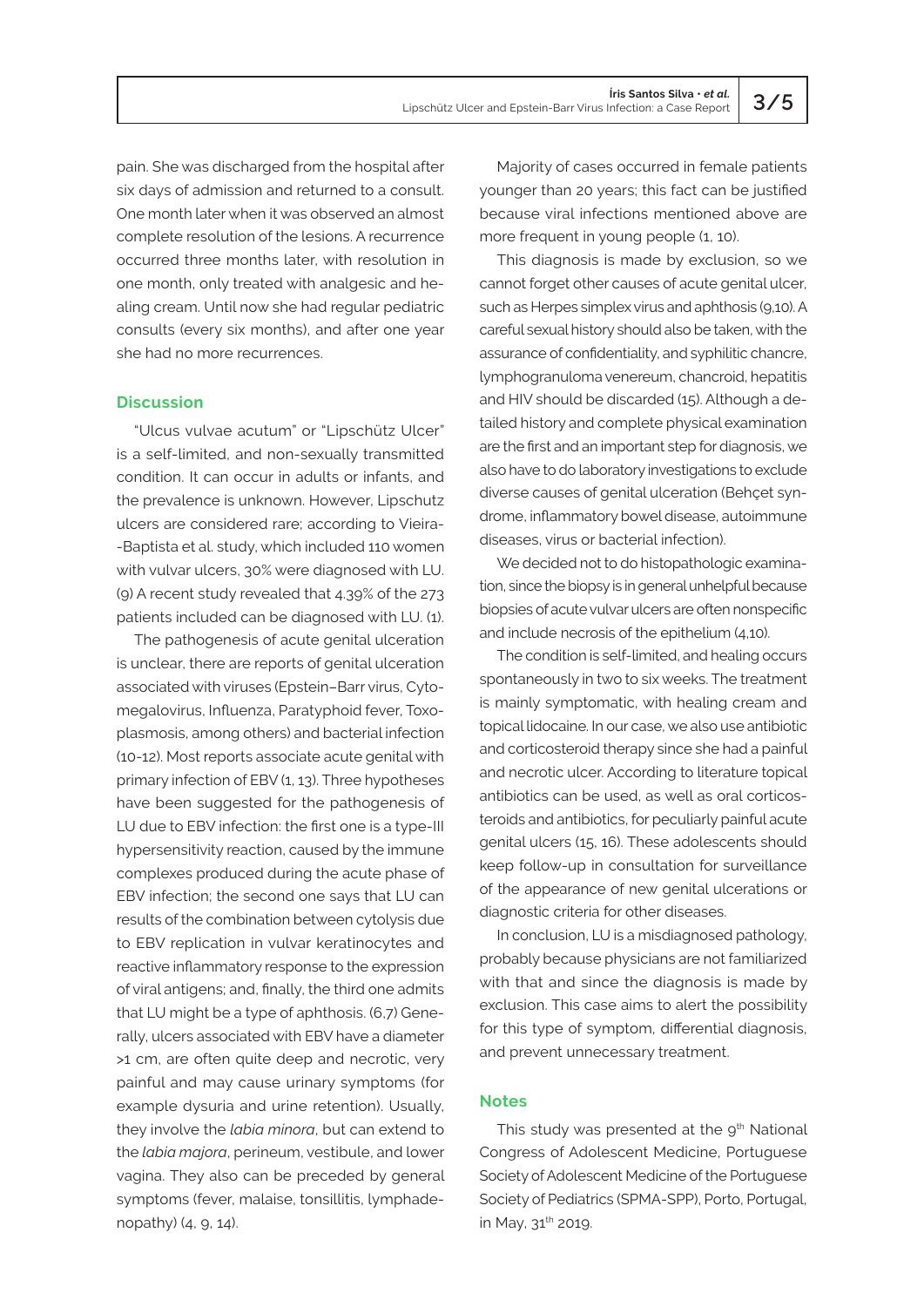pain. She was discharged from the hospital after six days of admission and returned to a consult. One month later when it was observed an almost complete resolution of the lesions. A recurrence occurred three months later, with resolution in one month, only treated with analgesic and healing cream. Until now she had regular pediatric consults (every six months), and after one year she had no more recurrences.

## Discussion

"Ulcus vulvae acutum" or "Lipschütz Ulcer" is a self-limited, and non-sexually transmitted condition. It can occur in adults or infants, and the prevalence is unknown. However, Lipschutz ulcers are considered rare; according to Vieira-Baptista et al. study, which included 110 women with vulvar ulcers, 30% were diagnosed with LU. (9) A recent study revealed that 4.39% of the 273 patients included can be diagnosed with LU. (1).

The pathogenesis of acute genital ulceration is unclear, there are reports of genital ulceration associated with viruses (Epstein–Barr virus, Cytomegalovirus, Influenza, Paratyphoid fever, Toxoplasmosis, among others) and bacterial infection (10-12). Most reports associate acute genital with primary infection of EBV (1, 13). Three hypotheses have been suggested for the pathogenesis of LU due to EBV infection: the first one is a type-III hypersensitivity reaction, caused by the immune complexes produced during the acute phase of EBV infection; the second one says that LU can results of the combination between cytolysis due to EBV replication in vulvar keratinocytes and reactive inflammatory response to the expression of viral antigens; and, finally, the third one admits that LU might be a type of aphthosis. (6,7) Generally, ulcers associated with EBV have a diameter >1 cm, are often quite deep and necrotic, very painful and may cause urinary symptoms (for example dysuria and urine retention). Usually, they involve the *labia minora*, but can extend to the *labia majora*, perineum, vestibule, and lower vagina. They also can be preceded by general symptoms (fever, malaise, tonsillitis, lymphadenopathy) (4, 9, 14).

Majority of cases occurred in female patients younger than 20 years; this fact can be justified because viral infections mentioned above are more frequent in young people (1, 10).

This diagnosis is made by exclusion, so we cannot forget other causes of acute genital ulcer, such as Herpes simplex virus and aphthosis (9,10). A careful sexual history should also be taken, with the assurance of confidentiality, and syphilitic chancre, lymphogranuloma venereum, chancroid, hepatitis and HIV should be discarded (15). Although a detailed history and complete physical examination are the first and an important step for diagnosis, we also have to do laboratory investigations to exclude diverse causes of genital ulceration (Behçet syndrome, inflammatory bowel disease, autoimmune diseases, virus or bacterial infection).

We decided not to do histopathologic examination, since the biopsy is in general unhelpful because biopsies of acute vulvar ulcers are often nonspecific and include necrosis of the epithelium (4,10).

The condition is self-limited, and healing occurs spontaneously in two to six weeks. The treatment is mainly symptomatic, with healing cream and topical lidocaine. In our case, we also use antibiotic and corticosteroid therapy since she had a painful and necrotic ulcer. According to literature topical antibiotics can be used, as well as oral corticosteroids and antibiotics, for peculiarly painful acute genital ulcers (15, 16). These adolescents should keep follow-up in consultation for surveillance of the appearance of new genital ulcerations or diagnostic criteria for other diseases.

In conclusion, LU is a misdiagnosed pathology, probably because physicians are not familiarized with that and since the diagnosis is made by exclusion. This case aims to alert the possibility for this type of symptom, differential diagnosis, and prevent unnecessary treatment.

## Notes

This study was presented at the 9th National Congress of Adolescent Medicine, Portuguese Society of Adolescent Medicine of the Portuguese Society of Pediatrics (SPMA-SPP), Porto, Portugal, in May, 31th 2019.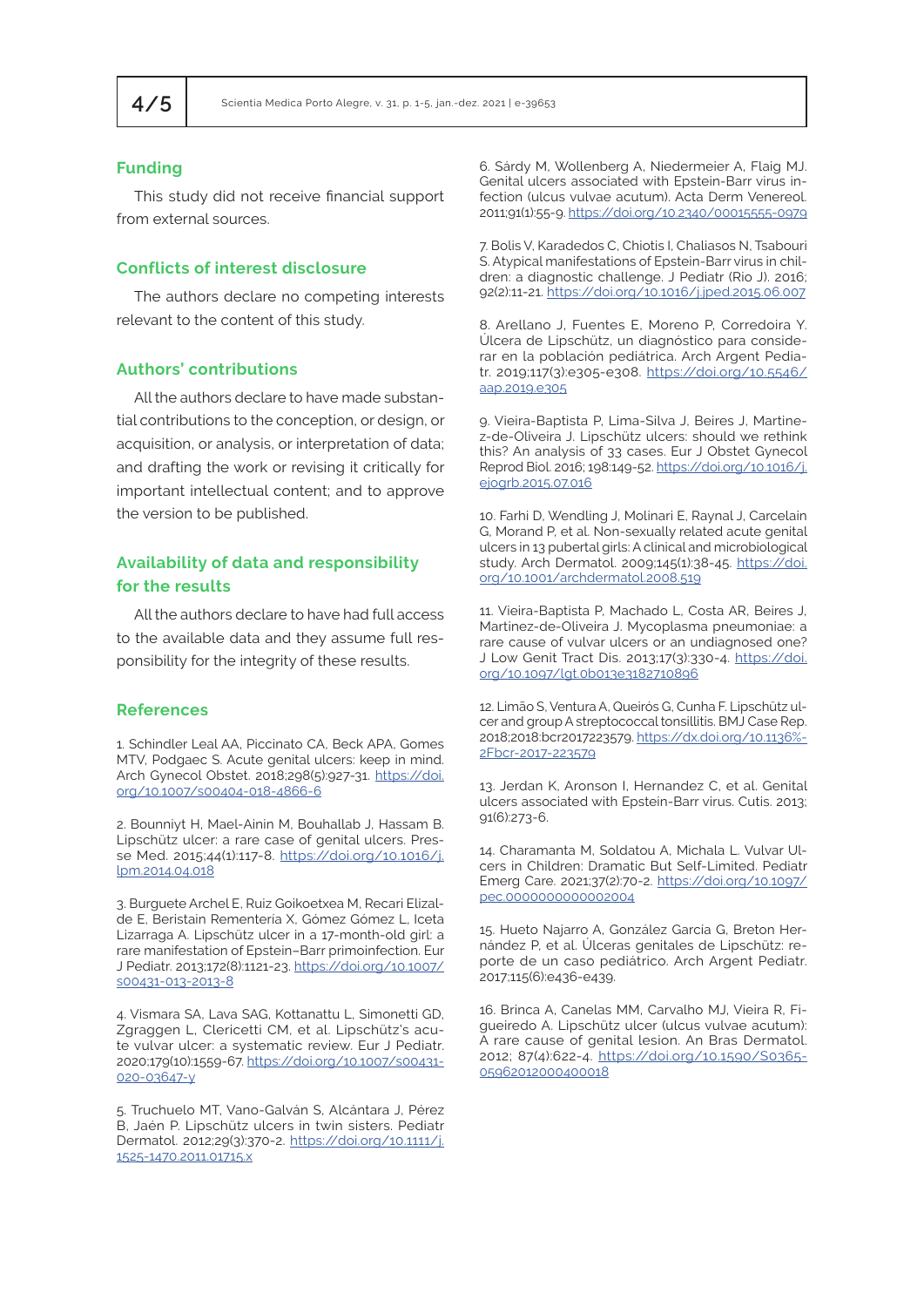## Funding

This study did not receive financial support from external sources.

## Conflicts of interest disclosure

The authors declare no competing interests relevant to the content of this study.

## Authors' contributions

All the authors declare to have made substantial contributions to the conception, or design, or acquisition, or analysis, or interpretation of data; and drafting the work or revising it critically for important intellectual content; and to approve the version to be published.

## Availability of data and responsibility for the results

All the authors declare to have had full access to the available data and they assume full responsibility for the integrity of these results.

## References

1. Schindler Leal AA, Piccinato CA, Beck APA, Gomes MTV, Podgaec S. Acute genital ulcers: keep in mind. Arch Gynecol Obstet. 2018;298(5):927-31. https://doi.org/10.1007/s00404-018-4866-6

2. Bounniyt H, Mael-Ainin M, Bouhallab J, Hassam B. Lipschütz ulcer: a rare case of genital ulcers. Presse Med. 2015;44(1):117-8. https://doi.org/10.1016/j.lpm.2014.04.018

3. Burguete Archel E, Ruiz Goikoetxea M, Recari Elizalde E, Beristain Rementería X, Gómez Gómez L, Iceta Lizarraga A. Lipschütz ulcer in a 17-month-old girl: a rare manifestation of Epstein–Barr primoinfection. Eur J Pediatr. 2013;172(8):1121-23. https://doi.org/10.1007/s00431-013-2013-8

4. Vismara SA, Lava SAG, Kottanattu L, Simonetti GD, Zgraggen L, Clericetti CM, et al. Lipschütz's acute vulvar ulcer: a systematic review. Eur J Pediatr. 2020;179(10):1559-67. https://doi.org/10.1007/s00431-020-03647-y

5. Truchuelo MT, Vano-Galván S, Alcántara J, Pérez B, Jaén P. Lipschütz ulcers in twin sisters. Pediatr Dermatol. 2012;29(3):370-2. https://doi.org/10.1111/j.1525-1470.2011.01715.x

6. Sárdy M, Wollenberg A, Niedermeier A, Flaig MJ. Genital ulcers associated with Epstein-Barr virus infection (ulcus vulvae acutum). Acta Derm Venereol. 2011;91(1):55-9. https://doi.org/10.2340/00015555-0979

7. Bolis V, Karadedos C, Chiotis I, Chaliasos N, Tsabouri S. Atypical manifestations of Epstein-Barr virus in children: a diagnostic challenge. J Pediatr (Rio J). 2016; 92(2):11-21. https://doi.org/10.1016/j.jped.2015.06.007

8. Arellano J, Fuentes E, Moreno P, Corredoira Y. Úlcera de Lipschütz, un diagnóstico para considerar en la población pediátrica. Arch Argent Pediatr. 2019;117(3):e305-e308. https://doi.org/10.5546/aap.2019.e305

9. Vieira-Baptista P, Lima-Silva J, Beires J, Martinez-de-Oliveira J. Lipschütz ulcers: should we rethink this? An analysis of 33 cases. Eur J Obstet Gynecol Reprod Biol. 2016; 198:149-52. https://doi.org/10.1016/j.ejogrb.2015.07.016

10. Farhi D, Wendling J, Molinari E, Raynal J, Carcelain G, Morand P, et al. Non-sexually related acute genital ulcers in 13 pubertal girls: A clinical and microbiological study. Arch Dermatol. 2009;145(1):38-45. https://doi.org/10.1001/archdermatol.2008.519

11. Vieira-Baptista P, Machado L, Costa AR, Beires J, Martinez-de-Oliveira J. Mycoplasma pneumoniae: a rare cause of vulvar ulcers or an undiagnosed one? J Low Genit Tract Dis. 2013;17(3):330-4. https://doi.org/10.1097/lgt.0b013e3182710896

12. Limão S, Ventura A, Queirós G, Cunha F. Lipschütz ulcer and group A streptococcal tonsillitis. BMJ Case Rep. 2018;2018:bcr2017223579. https://dx.doi.org/10.1136%2Fbcr-2017-223579

13. Jerdan K, Aronson I, Hernandez C, et al. Genital ulcers associated with Epstein-Barr virus. Cutis. 2013; 91(6):273-6.

14. Charamanta M, Soldatou A, Michala L. Vulvar Ulcers in Children: Dramatic But Self-Limited. Pediatr Emerg Care. 2021;37(2):70-2. https://doi.org/10.1097/pec.0000000000002004

15. Hueto Najarro A, González Garcia G, Breton Hernández P, et al. Úlceras genitales de Lipschütz: reporte de un caso pediátrico. Arch Argent Pediatr. 2017;115(6):e436-e439.

16. Brinca A, Canelas MM, Carvalho MJ, Vieira R, Figueiredo A. Lipschütz ulcer (ulcus vulvae acutum): A rare cause of genital lesion. An Bras Dermatol. 2012; 87(4):622-4. https://doi.org/10.1590/S0365-05962012000400018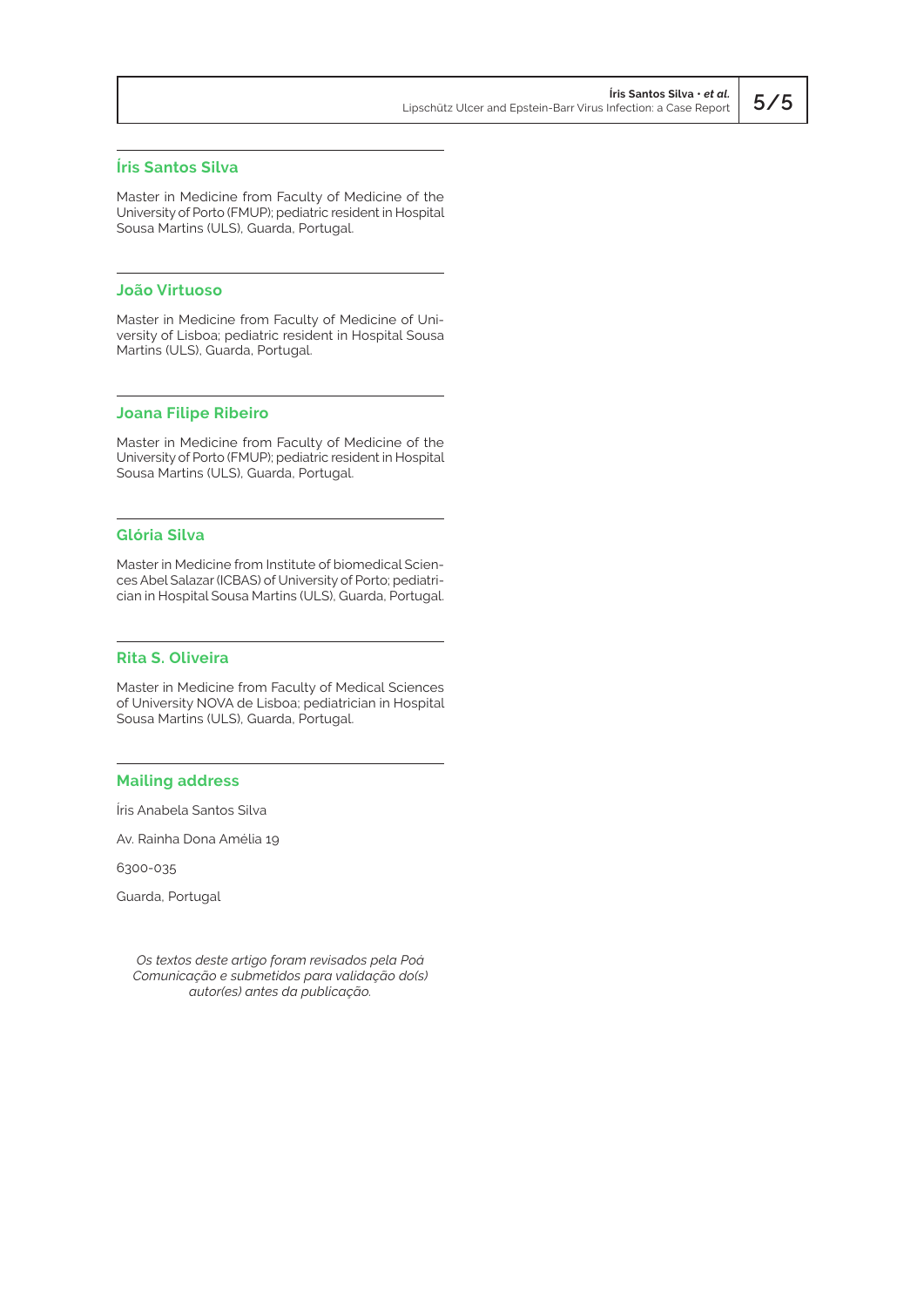### Íris Santos Silva

Master in Medicine from Faculty of Medicine of the University of Porto (FMUP); pediatric resident in Hospital Sousa Martins (ULS), Guarda, Portugal.

### João Virtuoso

Master in Medicine from Faculty of Medicine of University of Lisboa; pediatric resident in Hospital Sousa Martins (ULS), Guarda, Portugal.

### Joana Filipe Ribeiro

Master in Medicine from Faculty of Medicine of the University of Porto (FMUP); pediatric resident in Hospital Sousa Martins (ULS), Guarda, Portugal.

### Glória Silva

Master in Medicine from Institute of biomedical Sciences Abel Salazar (ICBAS) of University of Porto; pediatrician in Hospital Sousa Martins (ULS), Guarda, Portugal.

### Rita S. Oliveira

Master in Medicine from Faculty of Medical Sciences of University NOVA de Lisboa; pediatrician in Hospital Sousa Martins (ULS), Guarda, Portugal.

### Mailing address

Íris Anabela Santos Silva

Av. Rainha Dona Amélia 19

6300-035

Guarda, Portugal

*Os textos deste artigo foram revisados pela Poá Comunicação e submetidos para validação do(s) autor(es) antes da publicação.*